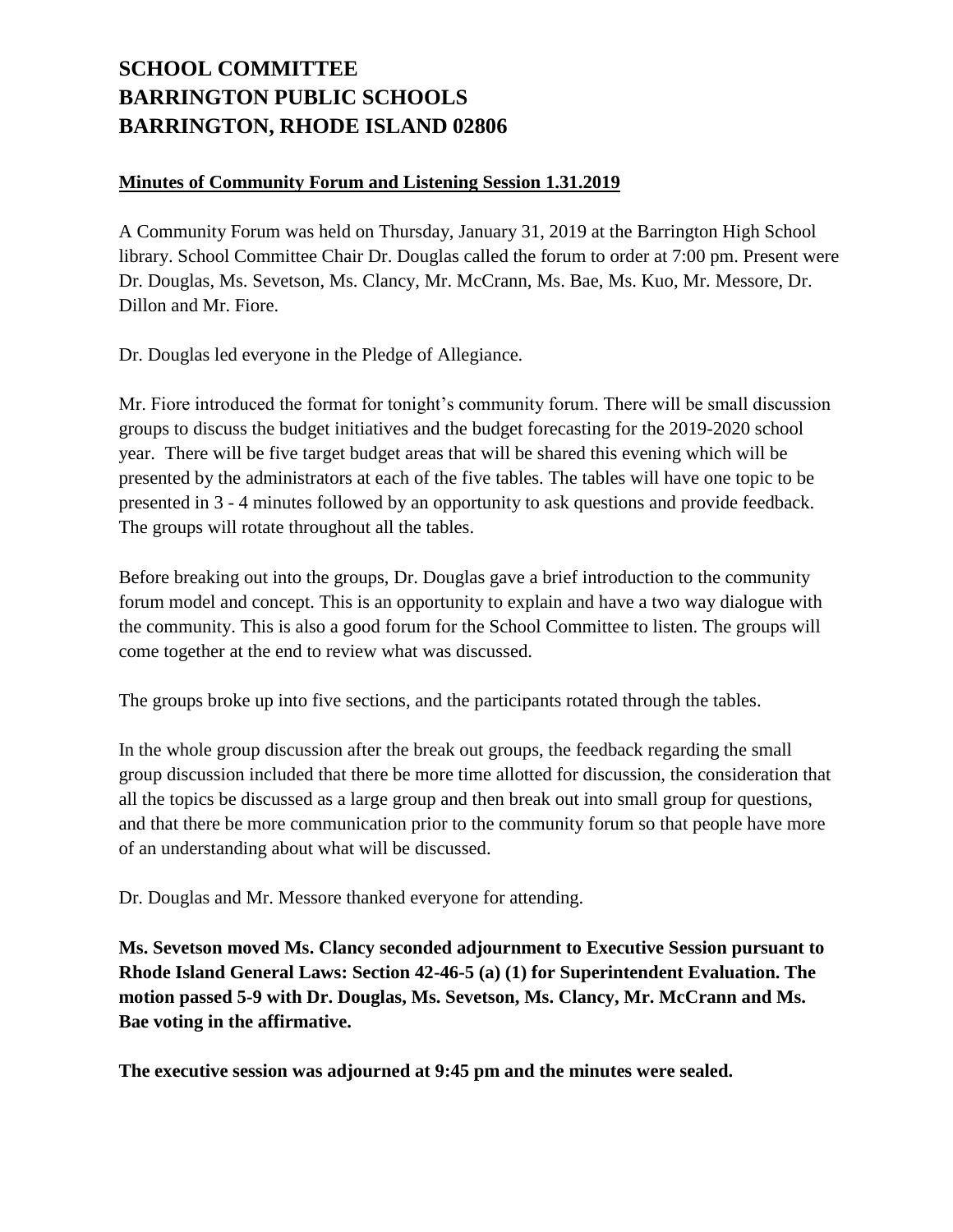# SCHOOL COMMITTEE
# BARRINGTON PUBLIC SCHOOLS
# BARRINGTON, RHODE ISLAND 02806

**Minutes of Community Forum and Listening Session 1.31.2019**

A Community Forum was held on Thursday, January 31, 2019 at the Barrington High School library. School Committee Chair Dr. Douglas called the forum to order at 7:00 pm. Present were Dr. Douglas, Ms. Sevetson, Ms. Clancy, Mr. McCrann, Ms. Bae, Ms. Kuo, Mr. Messore, Dr. Dillon and Mr. Fiore.

Dr. Douglas led everyone in the Pledge of Allegiance.

Mr. Fiore introduced the format for tonight's community forum. There will be small discussion groups to discuss the budget initiatives and the budget forecasting for the 2019-2020 school year. There will be five target budget areas that will be shared this evening which will be presented by the administrators at each of the five tables. The tables will have one topic to be presented in 3 - 4 minutes followed by an opportunity to ask questions and provide feedback. The groups will rotate throughout all the tables.

Before breaking out into the groups, Dr. Douglas gave a brief introduction to the community forum model and concept. This is an opportunity to explain and have a two way dialogue with the community. This is also a good forum for the School Committee to listen. The groups will come together at the end to review what was discussed.

The groups broke up into five sections, and the participants rotated through the tables.

In the whole group discussion after the break out groups, the feedback regarding the small group discussion included that there be more time allotted for discussion, the consideration that all the topics be discussed as a large group and then break out into small group for questions, and that there be more communication prior to the community forum so that people have more of an understanding about what will be discussed.

Dr. Douglas and Mr. Messore thanked everyone for attending.

**Ms. Sevetson moved Ms. Clancy seconded adjournment to Executive Session pursuant to Rhode Island General Laws: Section 42-46-5 (a) (1) for Superintendent Evaluation. The motion passed 5-9 with Dr. Douglas, Ms. Sevetson, Ms. Clancy, Mr. McCrann and Ms. Bae voting in the affirmative.**

**The executive session was adjourned at 9:45 pm and the minutes were sealed.**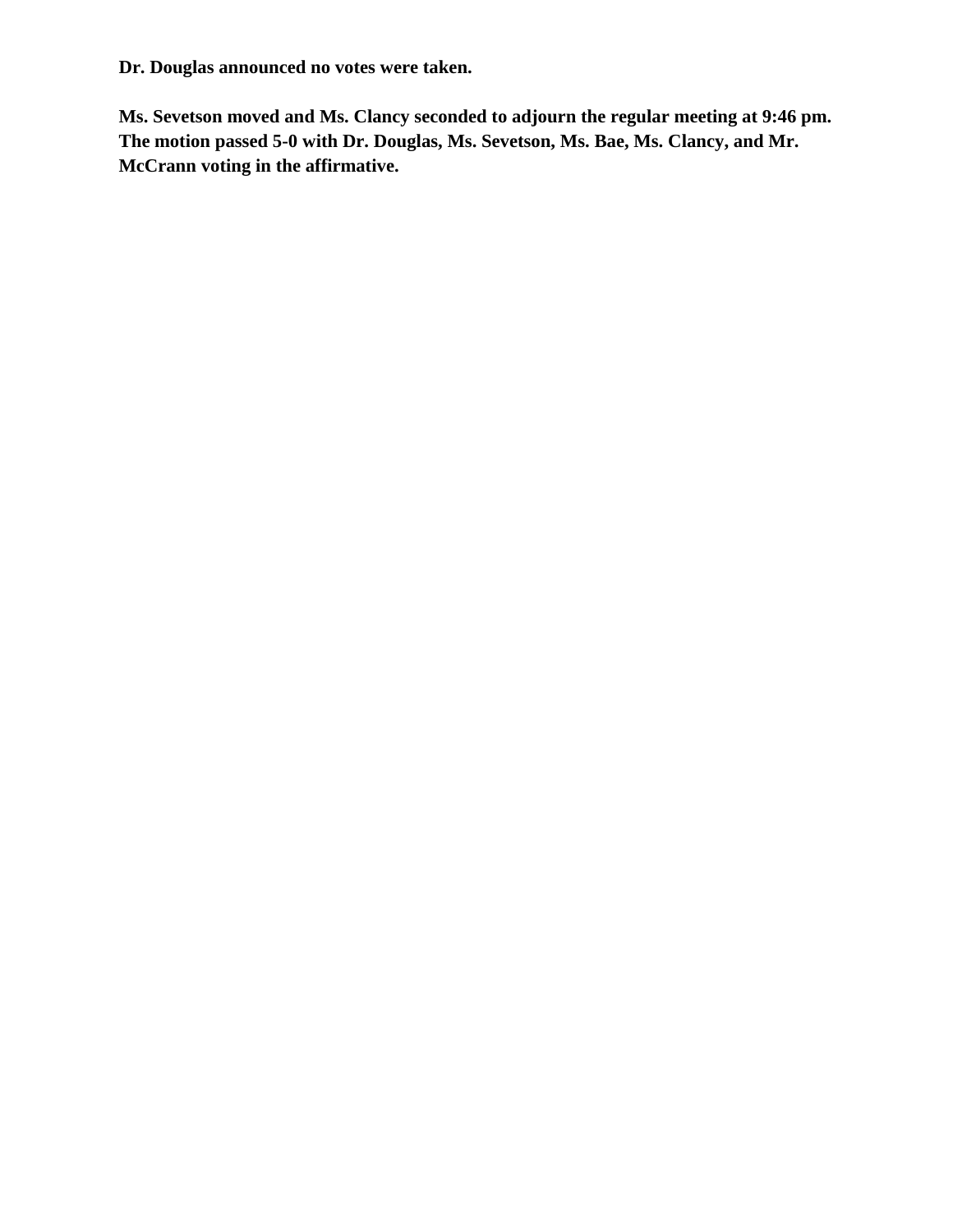**Dr. Douglas announced no votes were taken.**

**Ms. Sevetson moved and Ms. Clancy seconded to adjourn the regular meeting at 9:46 pm. The motion passed 5-0 with Dr. Douglas, Ms. Sevetson, Ms. Bae, Ms. Clancy, and Mr. McCrann voting in the affirmative.**